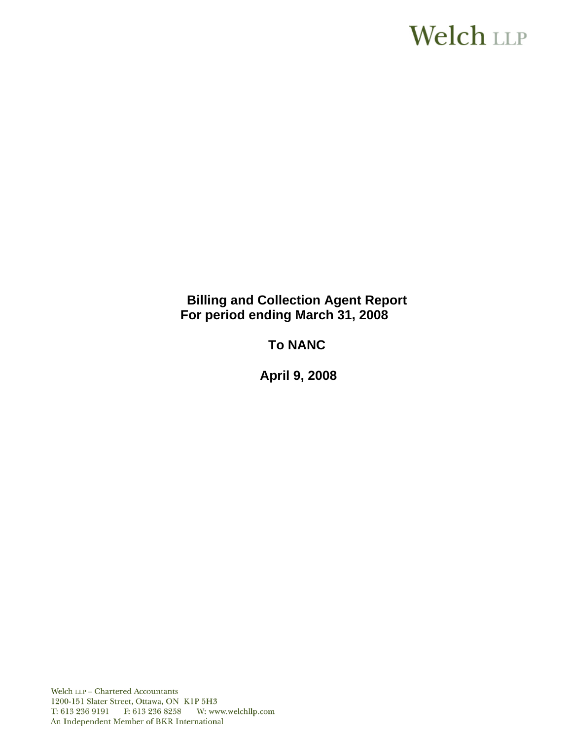Welch LLP

# Billing and Collection Agent Report
## For period ending March 31, 2008

## To NANC

## April 9, 2008

Welch LLP – Chartered Accountants
1200-151 Slater Street, Ottawa, ON K1P 5H3
T: 613 236 9191 F: 613 236 8258 W: www.welchllp.com
An Independent Member of BKR International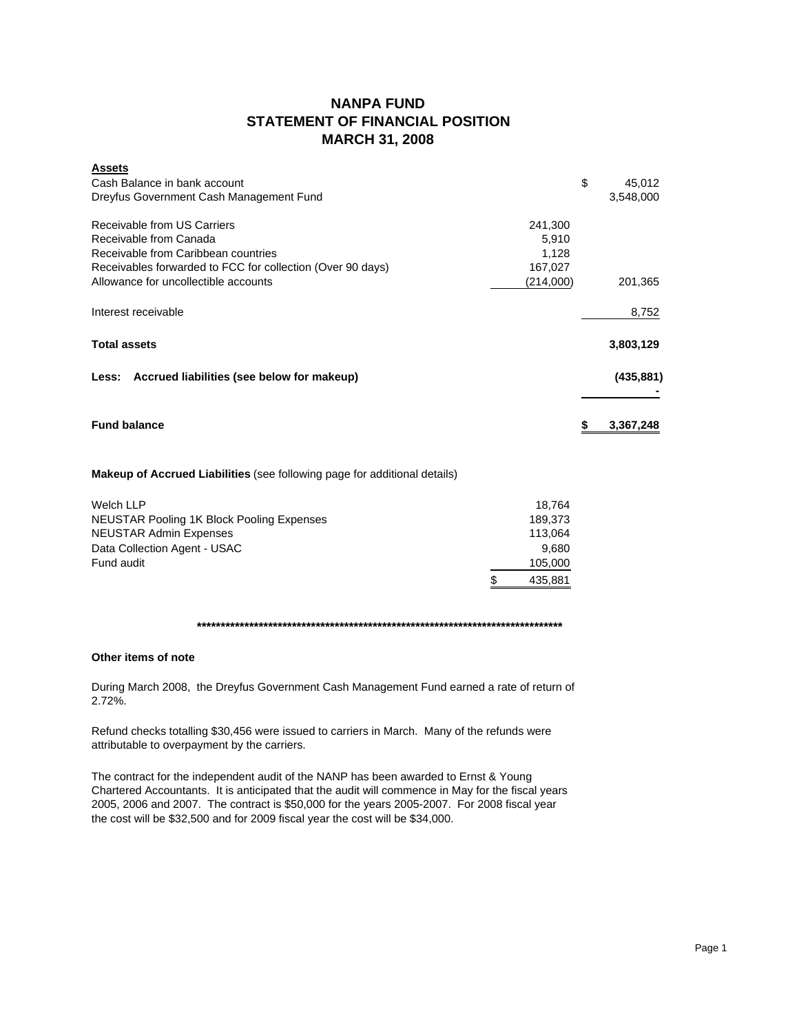# NANPA FUND
## STATEMENT OF FINANCIAL POSITION
## MARCH 31, 2008

| **Assets** | | |
|---|---|---|
| Cash Balance in bank account | | $ 45,012 |
| Dreyfus Government Cash Management Fund | | 3,548,000 |
| | | |
| Receivable from US Carriers | 241,300 | |
| Receivable from Canada | 5,910 | |
| Receivable from Caribbean countries | 1,128 | |
| Receivables forwarded to FCC for collection (Over 90 days) | 167,027 | |
| Allowance for uncollectible accounts | (214,000) | 201,365 |
| | | |
| Interest receivable | | 8,752 |
| | | |
| **Total assets** | | **3,803,129** |
| | | |
| **Less: Accrued liabilities (see below for makeup)** | | **(435,881)** |
| | | **-** |
| | | |
| **Fund balance** | | **$ 3,367,248** |

**Makeup of Accrued Liabilities** (see following page for additional details)

| | |
|---|---|
| Welch LLP | 18,764 |
| NEUSTAR Pooling 1K Block Pooling Expenses | 189,373 |
| NEUSTAR Admin Expenses | 113,064 |
| Data Collection Agent - USAC | 9,680 |
| Fund audit | 105,000 |
| | $ 435,881 |

********************************************************************************

**Other items of note**

During March 2008, the Dreyfus Government Cash Management Fund earned a rate of return of 2.72%.

Refund checks totalling $30,456 were issued to carriers in March. Many of the refunds were attributable to overpayment by the carriers.

The contract for the independent audit of the NANP has been awarded to Ernst & Young Chartered Accountants. It is anticipated that the audit will commence in May for the fiscal years 2005, 2006 and 2007. The contract is $50,000 for the years 2005-2007. For 2008 fiscal year the cost will be $32,500 and for 2009 fiscal year the cost will be $34,000.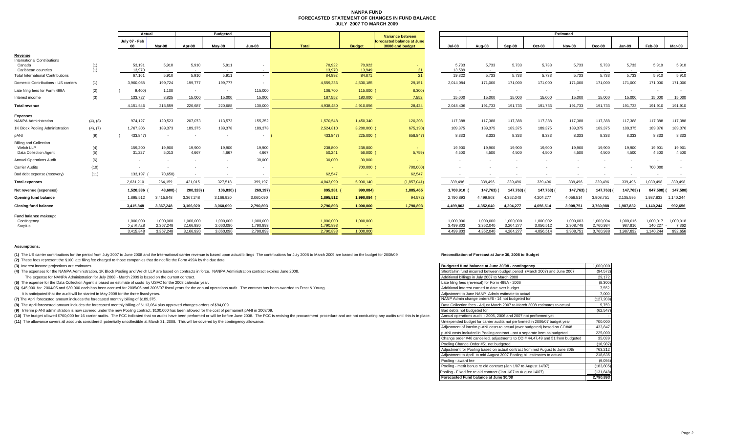# NANPA FUND
## FORECASTED STATEMENT OF CHANGES IN FUND BALANCE
### JULY 2007 TO MARCH 2009

| | | Actual | | Budgeted | | | | | Variance between forecasted balance at June 30/08 and budget |
|---|---|---|---|---|---|---|---|---|---|
| | | July 07 - Feb 08 | Mar-08 | Apr-08 | May-08 | Jun-08 | Total | Budget | |
| **Revenue** | | | | | | | | | |
| International Contributions | | | | | | | | | |
| Canada | (1) | 53,191 | 5,910 | 5,910 | 5,911 | - | 70,922 | 70,922 | - |
| Caribbean countries | (1) | 13,970 | - | - | - | - | 13,970 | 13,949 | 21 |
| Total International Contributions | | 67,161 | 5,910 | 5,910 | 5,911 | - | 84,892 | 84,871 | 21 |
| Domestic Contributions - US carriers | (1) | 3,960,058 | 199,724 | 199,777 | 199,777 | - | 4,559,336 | 4,530,185 | 29,151 |
| Late filing fees for Form 499A | (2) | (9,400) | 1,100 | - | - | 115,000 | 106,700 | 115,000 | (8,300) |
| Interest income | (3) | 133,727 | 8,825 | 15,000 | 15,000 | 15,000 | 187,552 | 180,000 | 7,552 |
| **Total revenue** | | 4,151,546 | 215,559 | 220,687 | 220,688 | 130,000 | 4,938,480 | 4,910,056 | 28,424 |
| **Expenses** | | | | | | | | | |
| NANPA Administration | (4), (8) | 974,127 | 120,523 | 207,073 | 113,573 | 155,252 | 1,570,548 | 1,450,340 | 120,208 |
| 1K Block Pooling Administration | (4), (7) | 1,767,306 | 189,373 | 189,375 | 189,378 | 189,378 | 2,524,810 | 3,200,000 | (675,190) |
| pANI | (9) | (433,847) | - | - | - | - | (433,847) | 225,000 | (658,847) |
| Billing and Collection | | | | | | | | | |
| Welch LLP | (4) | 159,200 | 19,900 | 19,900 | 19,900 | 19,900 | 238,800 | 238,800 | - |
| Data Collection Agent | (5) | 31,227 | 5,013 | 4,667 | 4,667 | 4,667 | 50,241 | 56,000 | (5,759) |
| Annual Operations Audit | (6) | - | - | - | - | 30,000 | 30,000 | 30,000 | - |
| Carrier Audits | (10) | - | - | - | - | - | - | 700,000 | (700,000) |
| Bad debt expense (recovery) | (11) | 133,197 | (70,650) | - | - | - | 62,547 | - | 62,547 |
| **Total expenses** | | 2,631,210 | 264,159 | 421,015 | 327,518 | 399,197 | 4,043,099 | 5,900,140 | (1,857,041) |
| **Net revenue (expenses)** | | 1,520,336 | (48,600) | (200,328) | (106,830) | (269,197) | 895,381 | (990,084) | 1,885,465 |
| **Opening fund balance** | | 1,895,512 | 3,415,848 | 3,367,248 | 3,166,920 | 3,060,090 | 1,895,512 | 1,990,084 | (94,572) |
| **Closing fund balance** | | 3,415,848 | 3,367,248 | 3,166,920 | 3,060,090 | 2,790,893 | 2,790,893 | 1,000,000 | 1,790,893 |
| **Fund balance makeup:** | | | | | | | | | |
| Contingency | | 1,000,000 | 1,000,000 | 1,000,000 | 1,000,000 | 1,000,000 | 1,000,000 | 1,000,000 | |
| Surplus | | 2,415,848 | 2,367,248 | 2,166,920 | 2,060,090 | 1,790,893 | 1,790,893 | - | |
| | | 3,415,848 | 3,367,248 | 3,166,920 | 3,060,090 | 2,790,893 | 2,790,893 | 1,000,000 | |

| Estimated | Jul-08 | Aug-08 | Sep-08 | Oct-08 | Nov-08 | Dec-08 | Jan-09 | Feb-09 | Mar-09 |
|---|---|---|---|---|---|---|---|---|---|
| **Revenue** | | | | | | | | | |
| Canada | 5,733 | 5,733 | 5,733 | 5,733 | 5,733 | 5,733 | 5,733 | 5,910 | 5,910 |
| Caribbean countries | 13,589 | - | - | - | - | - | - | - | - |
| Total International Contributions | 19,322 | 5,733 | 5,733 | 5,733 | 5,733 | 5,733 | 5,733 | 5,910 | 5,910 |
| Domestic Contributions - US carriers | 2,014,084 | 171,000 | 171,000 | 171,000 | 171,000 | 171,000 | 171,000 | 171,000 | 171,000 |
| Late filing fees for Form 499A | - | - | - | - | - | - | - | - | - |
| Interest income | 15,000 | 15,000 | 15,000 | 15,000 | 15,000 | 15,000 | 15,000 | 15,000 | 15,000 |
| **Total revenue** | 2,048,406 | 191,733 | 191,733 | 191,733 | 191,733 | 191,733 | 191,733 | 191,910 | 191,910 |
| **Expenses** | | | | | | | | | |
| NANPA Administration | 117,388 | 117,388 | 117,388 | 117,388 | 117,388 | 117,388 | 117,388 | 117,388 | 117,388 |
| 1K Block Pooling Administration | 189,375 | 189,375 | 189,375 | 189,375 | 189,375 | 189,375 | 189,375 | 189,376 | 189,376 |
| pANI | 8,333 | 8,333 | 8,333 | 8,333 | 8,333 | 8,333 | 8,333 | 8,333 | 8,333 |
| Welch LLP | 19,900 | 19,900 | 19,900 | 19,900 | 19,900 | 19,900 | 19,900 | 19,901 | 19,901 |
| Data Collection Agent | 4,500 | 4,500 | 4,500 | 4,500 | 4,500 | 4,500 | 4,500 | 4,500 | 4,500 |
| Annual Operations Audit | - | - | - | - | - | - | - | - | - |
| Carrier Audits | - | - | - | - | - | - | - | 700,000 | - |
| Bad debt expense (recovery) | - | - | - | - | - | - | - | - | - |
| **Total expenses** | 339,496 | 339,496 | 339,496 | 339,496 | 339,496 | 339,496 | 339,496 | 1,039,498 | 339,498 |
| **Net revenue (expenses)** | 1,708,910 | (147,763) | (147,763) | (147,763) | (147,763) | (147,763) | (147,763) | (847,588) | (147,588) |
| **Opening fund balance** | 2,790,893 | 4,499,803 | 4,352,040 | 4,204,277 | 4,056,514 | 3,908,751 | 2,135,595 | 1,987,832 | 1,140,244 |
| **Closing fund balance** | 4,499,803 | 4,352,040 | 4,204,277 | 4,056,514 | 3,908,751 | 3,760,988 | 1,987,832 | 1,140,244 | 992,656 |
| Contingency | 1,000,000 | 1,000,000 | 1,000,000 | 1,000,002 | 1,000,003 | 1,000,004 | 1,000,016 | 1,000,017 | 1,000,018 |
| Surplus | 3,499,803 | 3,352,040 | 3,204,277 | 3,056,512 | 2,908,748 | 2,760,984 | 987,816 | 140,227 | 7,362 |
| | 4,499,803 | 4,352,040 | 4,204,277 | 4,056,514 | 3,908,751 | 3,760,988 | 1,987,832 | 1,140,244 | 992,656 |

**Assumptions:**

**(1)** The US carrier contributions for the period from July 2007 to June 2008 and the International carrier revenue is based upon actual billings The contributions for July 2008 to March 2009 are based on the budget for 2008/09

**(2)** These fees represent the $100 late filing fee charged to those companies that do not file the Form 499A by the due date.

**(3)** Interest income projections are estimates

**(4)** The expenses for the NANPA Administration, 1K Block Pooling and Welch LLP are based on contracts in force. NANPA Administration contract expires June 2008.

The expense for NANPA Administration for July 2008 - March 2009 is based on the current contract.

**(5)** The expense for the Data Collection Agent is based on estimate of costs by USAC for the 2008 calendar year.

**(6)** $45,000 for 2004/05 and $30,000 each has been accrued for 2005/06 and 2006/07 fiscal years for the annual operations audit. The contract has been awarded to Ernst & Young. .

It is anticipated that the audit will be started in May 2008 for the three fiscal years.

**(7)** The April forecasted amount includes the forecasted monthly billing of $189,375.

**(8)** The April forecasted amount includes the forecasted monthly billing of $113,064 plus approved changes orders of $94,009

**(9)** Interim p-ANI administration is now covered under the new Pooling contract. $100,000 has been allowed for the cost of permanent pANI in 2008/09.

**(10)** The budget allowed $700,000 for 16 carrier audits. The FCC indicated that no audits have been performed or will be before June 2008. The FCC is revising the procurement procedure and are not conducting any audits until this is in place.

**(11)** The allowance covers all accounts considered potentially uncollectible at March 31, 2008. This will be covered by the contingency allowance.

**Reconciliation of Forecast at June 30, 2008 to Budget**

| Item | Amount |
|---|---|
| **Budgeted fund balance at June 30/08 - contingency** | 1,000,000 |
| Shortfall in fund incurred between budget period (March 2007) and June 2007 | (94,572) |
| Additional billings in July 2007 to March 2008 | 29,172 |
| Late filing fees (reversal) for Form 499A - 2006 | (8,300) |
| Additional interest earned to date over budget | 7,552 |
| Adjustment to June NANP Admin estimate to actual | 7,000 |
| NANP Admin change orders#6 - 14 not budgeted for | (127,208) |
| Data Collection fees - Adjust March 2007 to March 2008 estimates to actual | 5,759 |
| Bad debts not budgeted for | (62,547) |
| Annual operations audit - 2005, 2006 and 2007 not performed yet | - |
| Unexpended budget for carrier audits not performed in 2006/07 budget year | 700,000 |
| Adjustment of interim p-ANI costs to actual (over budgeted) based on CO#48 | 433,847 |
| p-ANI costs included in Pooling contract - not a separate item as budgeted | 225,000 |
| Change order #46 cancelled, adjustments to CO # 44,47,49 and 51 from budgeted | 35,039 |
| Pooling Change Order #51 not budgeted | (16,987) |
| Adjustment for Pooling based on actual contract from mid August to June 30th | 763,212 |
| Adjustment to April to mid August 2007 Pooling bill estimates to actual | 218,635 |
| Pooling - award fee | (9,056) |
| Pooling - merit bonus re old contract (Jan 1/07 to August 14/07) | (183,805) |
| Pooling - Fixed fee re old contract (Jan 1/07 to August 14/07) | (131,848) |
| **Forecasted Fund balance at June 30/08** | **2,790,893** |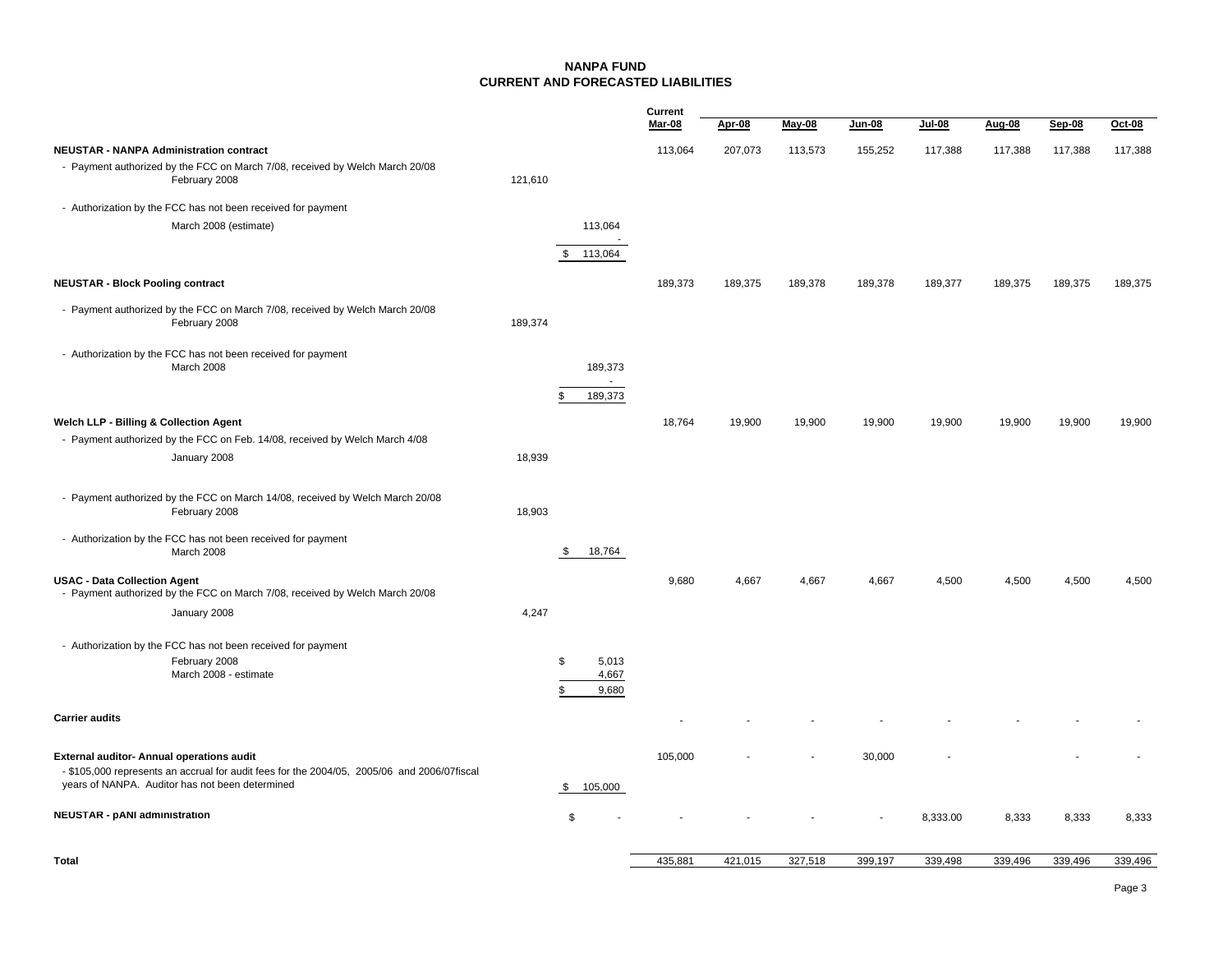# NANPA FUND
## CURRENT AND FORECASTED LIABILITIES

| | | | Current Mar-08 | Apr-08 | May-08 | Jun-08 | Jul-08 | Aug-08 | Sep-08 | Oct-08 |
|---|---|---|---|---|---|---|---|---|---|---|
| **NEUSTAR - NANPA Administration contract** | | | 113,064 | 207,073 | 113,573 | 155,252 | 117,388 | 117,388 | 117,388 | 117,388 |
| - Payment authorized by the FCC on March 7/08, received by Welch March 20/08 February 2008 | 121,610 | | | | | | | | | |
| - Authorization by the FCC has not been received for payment | | | | | | | | | | |
| March 2008 (estimate) | | 113,064 | | | | | | | | |
| | | - | | | | | | | | |
| | | $ 113,064 | | | | | | | | |
| **NEUSTAR - Block Pooling contract** | | | 189,373 | 189,375 | 189,378 | 189,378 | 189,377 | 189,375 | 189,375 | 189,375 |
| - Payment authorized by the FCC on March 7/08, received by Welch March 20/08 February 2008 | 189,374 | | | | | | | | | |
| - Authorization by the FCC has not been received for payment March 2008 | | 189,373 | | | | | | | | |
| | | - | | | | | | | | |
| | | $ 189,373 | | | | | | | | |
| **Welch LLP - Billing & Collection Agent** | | | 18,764 | 19,900 | 19,900 | 19,900 | 19,900 | 19,900 | 19,900 | 19,900 |
| - Payment authorized by the FCC on Feb. 14/08, received by Welch March 4/08 | | | | | | | | | | |
| January 2008 | 18,939 | | | | | | | | | |
| - Payment authorized by the FCC on March 14/08, received by Welch March 20/08 February 2008 | 18,903 | | | | | | | | | |
| - Authorization by the FCC has not been received for payment March 2008 | | $ 18,764 | | | | | | | | |
| **USAC - Data Collection Agent** - Payment authorized by the FCC on March 7/08, received by Welch March 20/08 | | | 9,680 | 4,667 | 4,667 | 4,667 | 4,500 | 4,500 | 4,500 | 4,500 |
| January 2008 | 4,247 | | | | | | | | | |
| - Authorization by the FCC has not been received for payment | | | | | | | | | | |
| February 2008 | | $ 5,013 | | | | | | | | |
| March 2008 - estimate | | 4,667 | | | | | | | | |
| | | $ 9,680 | | | | | | | | |
| **Carrier audits** | | | - | - | - | - | - | - | - | - |
| **External auditor- Annual operations audit** | | | 105,000 | - | - | 30,000 | - | | - | - |
| - $105,000 represents an accrual for audit fees for the 2004/05, 2005/06 and 2006/07fiscal years of NANPA. Auditor has not been determined | | $ 105,000 | | | | | | | | |
| **NEUSTAR - pANI administration** | | $ - | - | - | - | - | 8,333.00 | 8,333 | 8,333 | 8,333 |
| **Total** | | | 435,881 | 421,015 | 327,518 | 399,197 | 339,498 | 339,496 | 339,496 | 339,496 |